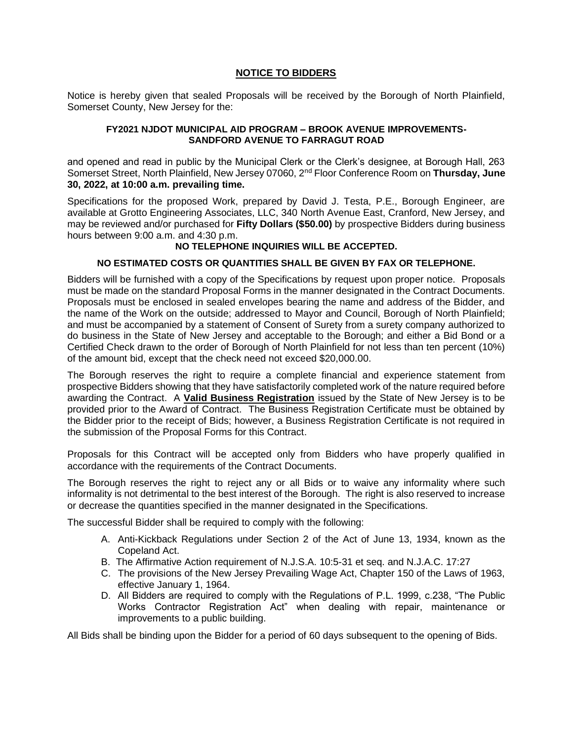# **NOTICE TO BIDDERS**

Notice is hereby given that sealed Proposals will be received by the Borough of North Plainfield, Somerset County, New Jersey for the:

**FY2021 NJDOT MUNICIPAL AID PROGRAM – BROOK AVENUE IMPROVEMENTS-SANDFORD AVENUE TO FARRAGUT ROAD**

and opened and read in public by the Municipal Clerk or the Clerk's designee, at Borough Hall, 263 Somerset Street, North Plainfield, New Jersey 07060, 2nd Floor Conference Room on **Thursday, June 30, 2022, at 10:00 a.m. prevailing time.**

Specifications for the proposed Work, prepared by David J. Testa, P.E., Borough Engineer, are available at Grotto Engineering Associates, LLC, 340 North Avenue East, Cranford, New Jersey, and may be reviewed and/or purchased for **Fifty Dollars ($50.00)** by prospective Bidders during business hours between 9:00 a.m. and 4:30 p.m.

**NO TELEPHONE INQUIRIES WILL BE ACCEPTED.**

**NO ESTIMATED COSTS OR QUANTITIES SHALL BE GIVEN BY FAX OR TELEPHONE.**

Bidders will be furnished with a copy of the Specifications by request upon proper notice. Proposals must be made on the standard Proposal Forms in the manner designated in the Contract Documents. Proposals must be enclosed in sealed envelopes bearing the name and address of the Bidder, and the name of the Work on the outside; addressed to Mayor and Council, Borough of North Plainfield; and must be accompanied by a statement of Consent of Surety from a surety company authorized to do business in the State of New Jersey and acceptable to the Borough; and either a Bid Bond or a Certified Check drawn to the order of Borough of North Plainfield for not less than ten percent (10%) of the amount bid, except that the check need not exceed $20,000.00.

The Borough reserves the right to require a complete financial and experience statement from prospective Bidders showing that they have satisfactorily completed work of the nature required before awarding the Contract. A **Valid Business Registration** issued by the State of New Jersey is to be provided prior to the Award of Contract. The Business Registration Certificate must be obtained by the Bidder prior to the receipt of Bids; however, a Business Registration Certificate is not required in the submission of the Proposal Forms for this Contract.

Proposals for this Contract will be accepted only from Bidders who have properly qualified in accordance with the requirements of the Contract Documents.

The Borough reserves the right to reject any or all Bids or to waive any informality where such informality is not detrimental to the best interest of the Borough. The right is also reserved to increase or decrease the quantities specified in the manner designated in the Specifications.

The successful Bidder shall be required to comply with the following:

A. Anti-Kickback Regulations under Section 2 of the Act of June 13, 1934, known as the Copeland Act.
B. The Affirmative Action requirement of N.J.S.A. 10:5-31 et seq. and N.J.A.C. 17:27
C. The provisions of the New Jersey Prevailing Wage Act, Chapter 150 of the Laws of 1963, effective January 1, 1964.
D. All Bidders are required to comply with the Regulations of P.L. 1999, c.238, "The Public Works Contractor Registration Act" when dealing with repair, maintenance or improvements to a public building.

All Bids shall be binding upon the Bidder for a period of 60 days subsequent to the opening of Bids.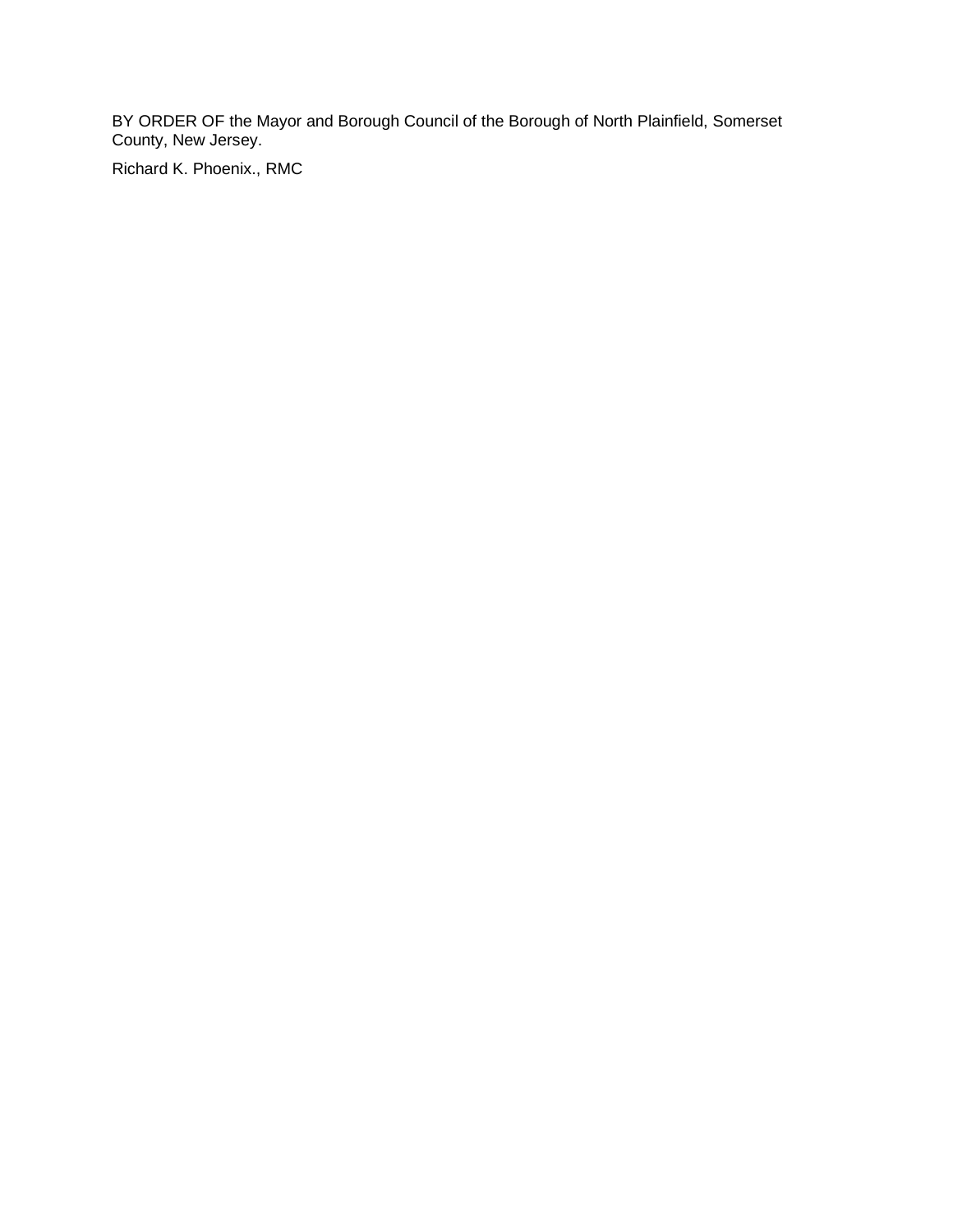BY ORDER OF the Mayor and Borough Council of the Borough of North Plainfield, Somerset County, New Jersey.

Richard K. Phoenix., RMC